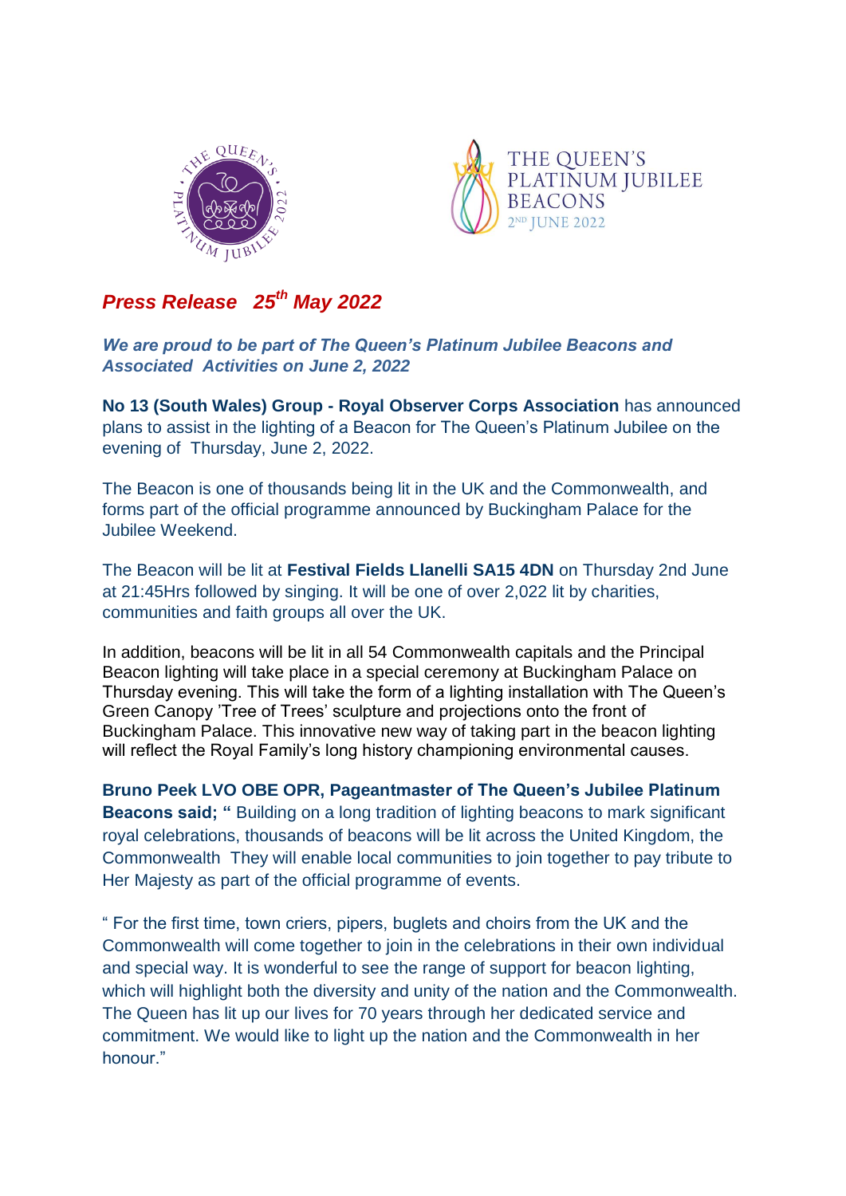# *Press Release 25th May 2022*

***We are proud to be part of The Queen's Platinum Jubilee Beacons and Associated Activities on June 2, 2022***

**No 13 (South Wales) Group - Royal Observer Corps Association** has announced plans to assist in the lighting of a Beacon for The Queen's Platinum Jubilee on the evening of Thursday, June 2, 2022.

The Beacon is one of thousands being lit in the UK and the Commonwealth, and forms part of the official programme announced by Buckingham Palace for the Jubilee Weekend.

The Beacon will be lit at **Festival Fields Llanelli SA15 4DN** on Thursday 2nd June at 21:45Hrs followed by singing. It will be one of over 2,022 lit by charities, communities and faith groups all over the UK.

In addition, beacons will be lit in all 54 Commonwealth capitals and the Principal Beacon lighting will take place in a special ceremony at Buckingham Palace on Thursday evening. This will take the form of a lighting installation with The Queen's Green Canopy 'Tree of Trees' sculpture and projections onto the front of Buckingham Palace. This innovative new way of taking part in the beacon lighting will reflect the Royal Family's long history championing environmental causes.

**Bruno Peek LVO OBE OPR, Pageantmaster of The Queen's Jubilee Platinum Beacons said; "** Building on a long tradition of lighting beacons to mark significant royal celebrations, thousands of beacons will be lit across the United Kingdom, the Commonwealth They will enable local communities to join together to pay tribute to Her Majesty as part of the official programme of events.

" For the first time, town criers, pipers, buglets and choirs from the UK and the Commonwealth will come together to join in the celebrations in their own individual and special way. It is wonderful to see the range of support for beacon lighting, which will highlight both the diversity and unity of the nation and the Commonwealth. The Queen has lit up our lives for 70 years through her dedicated service and commitment. We would like to light up the nation and the Commonwealth in her honour."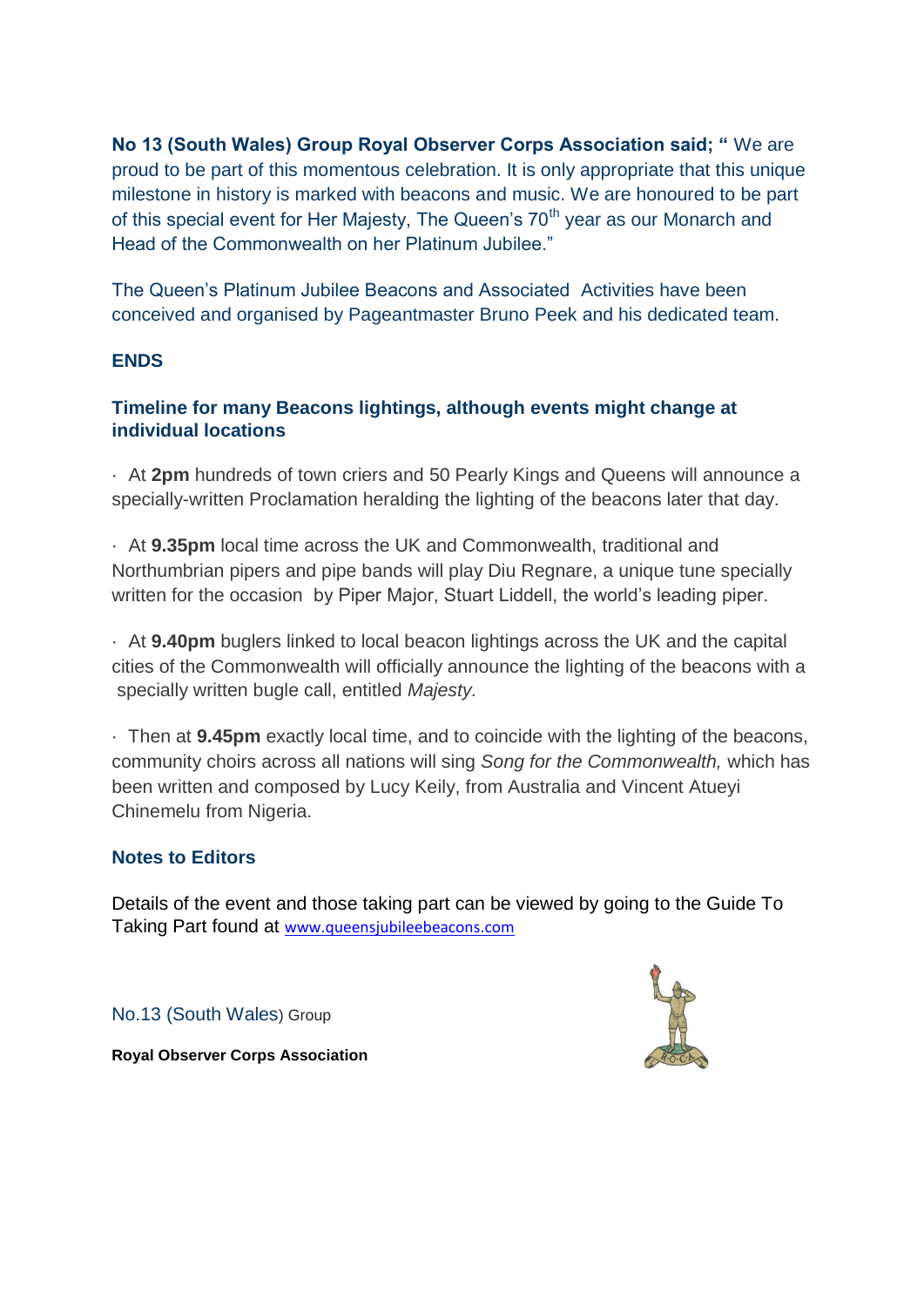**No 13 (South Wales) Group Royal Observer Corps Association said; "** We are proud to be part of this momentous celebration. It is only appropriate that this unique milestone in history is marked with beacons and music. We are honoured to be part of this special event for Her Majesty, The Queen's 70th year as our Monarch and Head of the Commonwealth on her Platinum Jubilee."

The Queen's Platinum Jubilee Beacons and Associated Activities have been conceived and organised by Pageantmaster Bruno Peek and his dedicated team.

**ENDS**

**Timeline for many Beacons lightings, although events might change at individual locations**

- At **2pm** hundreds of town criers and 50 Pearly Kings and Queens will announce a specially-written Proclamation heralding the lighting of the beacons later that day.

- At **9.35pm** local time across the UK and Commonwealth, traditional and Northumbrian pipers and pipe bands will play Diu Regnare, a unique tune specially written for the occasion by Piper Major, Stuart Liddell, the world's leading piper.

- At **9.40pm** buglers linked to local beacon lightings across the UK and the capital cities of the Commonwealth will officially announce the lighting of the beacons with a specially written bugle call, entitled *Majesty.*

- Then at **9.45pm** exactly local time, and to coincide with the lighting of the beacons, community choirs across all nations will sing *Song for the Commonwealth,* which has been written and composed by Lucy Keily, from Australia and Vincent Atueyi Chinemelu from Nigeria.

**Notes to Editors**

Details of the event and those taking part can be viewed by going to the Guide To Taking Part found at www.queensjubileebeacons.com

No.13 (South Wales) Group

**Royal Observer Corps Association**